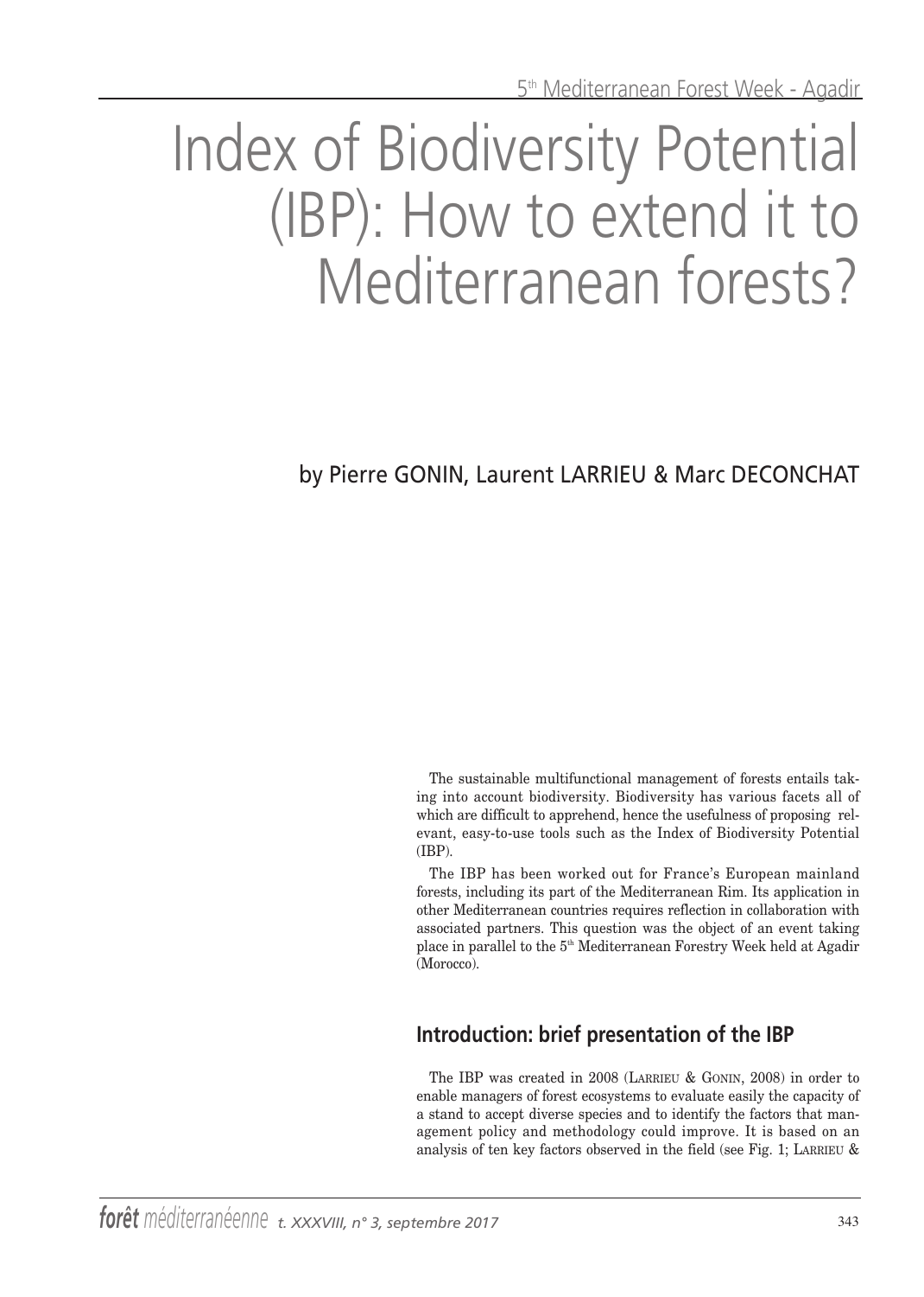# Index of Biodiversity Potential (IBP): How to extend it to Mediterranean forests?

by Pierre GONIN, Laurent LARRIEU & Marc DECONCHAT

The sustainable multifunctional management of forests entails taking into account biodiversity. Biodiversity has various facets all of which are difficult to apprehend, hence the usefulness of proposing relevant, easy-to-use tools such as the Index of Biodiversity Potential (IBP).

The IBP has been worked out for France's European mainland forests, including its part of the Mediterranean Rim. Its application in other Mediterranean countries requires reflection in collaboration with associated partners. This question was the object of an event taking place in parallel to the 5th Mediterranean Forestry Week held at Agadir (Morocco).

## Introduction: brief presentation of the IBP

The IBP was created in 2008 (LARRIEU & GONIN, 2008) in order to enable managers of forest ecosystems to evaluate easily the capacity of a stand to accept diverse species and to identify the factors that management policy and methodology could improve. It is based on an analysis of ten key factors observed in the field (see Fig. 1; LARRIEU &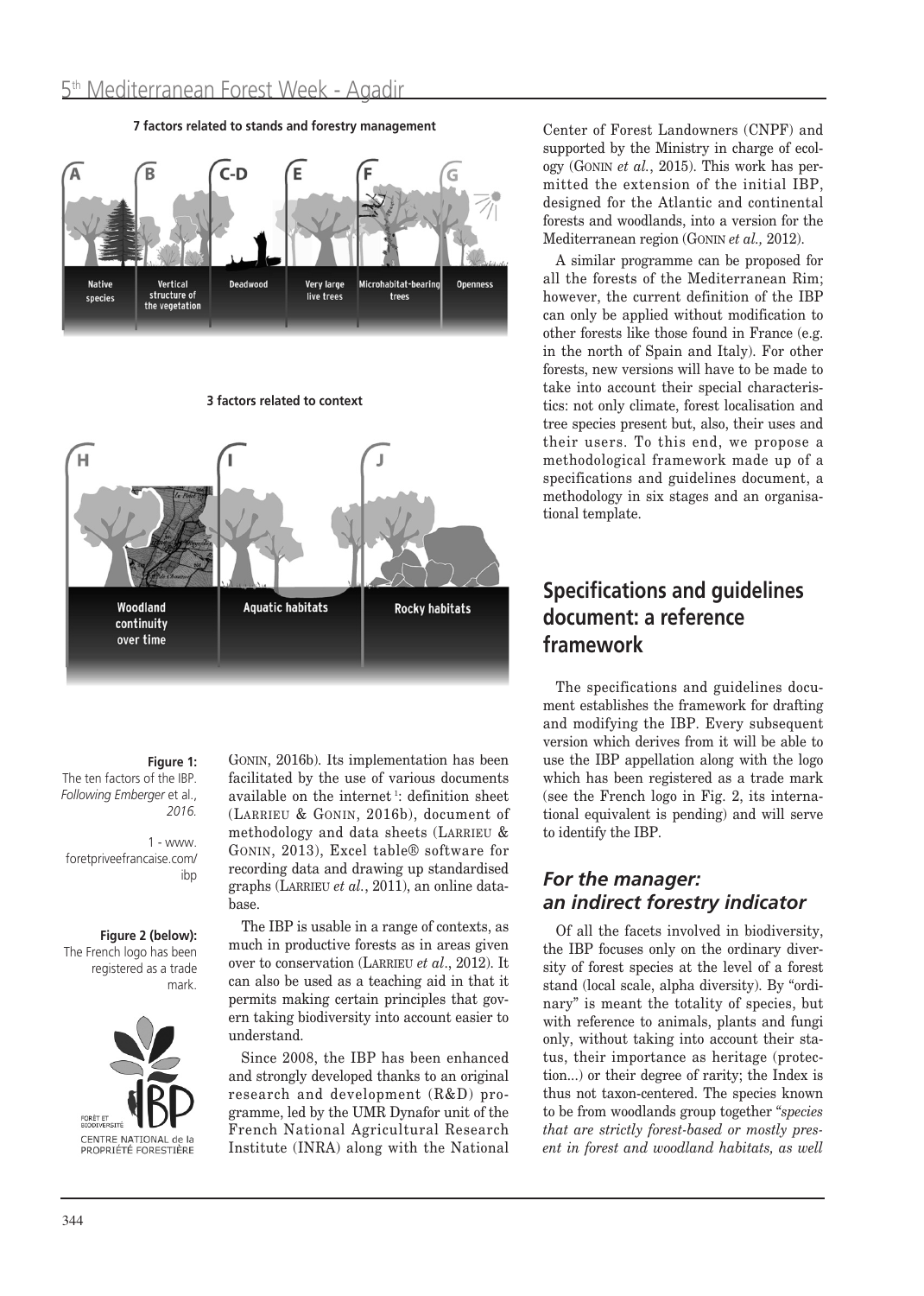**7 factors related to stands and forestry management**

A Native species; B Vertical structure of the vegetation; C-D Deadwood; E Very large live trees; F Microhabitat-bearing trees; G Openness

**3 factors related to context**

H Woodland continuity over time; I Aquatic habitats; J Rocky habitats

**Figure 1:** The ten factors of the IBP. *Following Emberger* et al., *2016.*

GONIN, 2016b). Its implementation has been facilitated by the use of various documents available on the internet [1]: definition sheet (LARRIEU & GONIN, 2016b), document of methodology and data sheets (LARRIEU & GONIN, 2013), Excel table® software for recording data and drawing up standardised graphs (LARRIEU *et al.*, 2011), an online database.

1 - www.foretpriveefrancaise.com/ibp

The IBP is usable in a range of contexts, as much in productive forests as in areas given over to conservation (LARRIEU *et al*., 2012). It can also be used as a teaching aid in that it permits making certain principles that govern taking biodiversity into account easier to understand.

Since 2008, the IBP has been enhanced and strongly developed thanks to an original research and development (R&D) programme, led by the UMR Dynafor unit of the French National Agricultural Research Institute (INRA) along with the National Center of Forest Landowners (CNPF) and supported by the Ministry in charge of ecology (GONIN *et al.*, 2015). This work has permitted the extension of the initial IBP, designed for the Atlantic and continental forests and woodlands, into a version for the Mediterranean region (GONIN *et al.,* 2012).

**Figure 2 (below):** The French logo has been registered as a trade mark.

FORÊT ET BIODIVERSITÉ IBP
CENTRE NATIONAL de la PROPRIÉTÉ FORESTIÈRE

A similar programme can be proposed for all the forests of the Mediterranean Rim; however, the current definition of the IBP can only be applied without modification to other forests like those found in France (e.g. in the north of Spain and Italy). For other forests, new versions will have to be made to take into account their special characteristics: not only climate, forest localisation and tree species present but, also, their uses and their users. To this end, we propose a methodological framework made up of a specifications and guidelines document, a methodology in six stages and an organisational template.

## Specifications and guidelines document: a reference framework

The specifications and guidelines document establishes the framework for drafting and modifying the IBP. Every subsequent version which derives from it will be able to use the IBP appellation along with the logo which has been registered as a trade mark (see the French logo in Fig. 2, its international equivalent is pending) and will serve to identify the IBP.

### *For the manager: an indirect forestry indicator*

Of all the facets involved in biodiversity, the IBP focuses only on the ordinary diversity of forest species at the level of a forest stand (local scale, alpha diversity). By "ordinary" is meant the totality of species, but with reference to animals, plants and fungi only, without taking into account their status, their importance as heritage (protection...) or their degree of rarity; the Index is thus not taxon-centered. The species known to be from woodlands group together "*species that are strictly forest-based or mostly present in forest and woodland habitats, as well*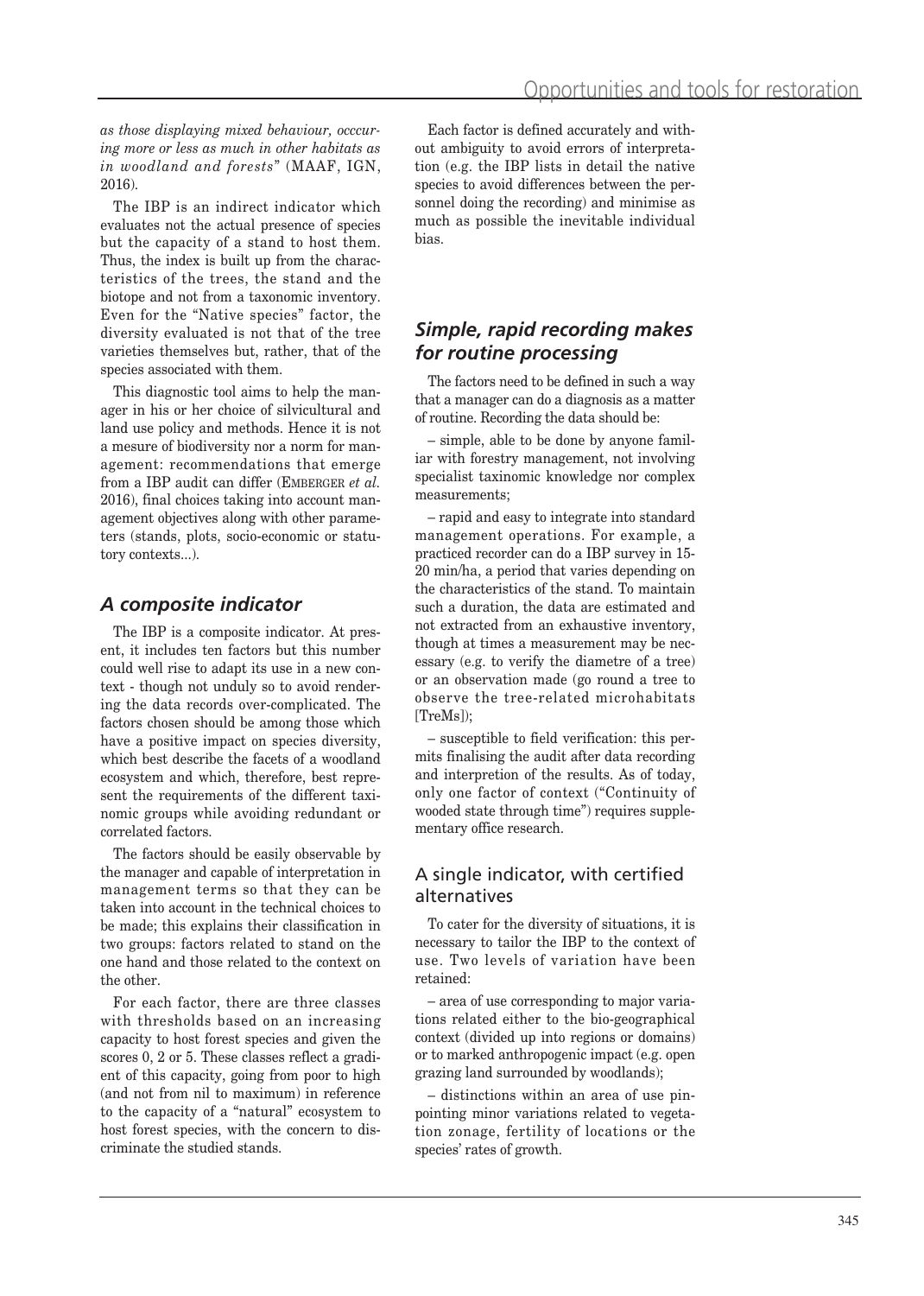*as those displaying mixed behaviour, occcurring more or less as much in other habitats as in woodland and forests"* (MAAF, IGN, 2016).

The IBP is an indirect indicator which evaluates not the actual presence of species but the capacity of a stand to host them. Thus, the index is built up from the characteristics of the trees, the stand and the biotope and not from a taxonomic inventory. Even for the "Native species" factor, the diversity evaluated is not that of the tree varieties themselves but, rather, that of the species associated with them.

This diagnostic tool aims to help the manager in his or her choice of silvicultural and land use policy and methods. Hence it is not a mesure of biodiversity nor a norm for management: recommendations that emerge from a IBP audit can differ (EMBERGER *et al.* 2016), final choices taking into account management objectives along with other parameters (stands, plots, socio-economic or statutory contexts...).

## *A composite indicator*

The IBP is a composite indicator. At present, it includes ten factors but this number could well rise to adapt its use in a new context - though not unduly so to avoid rendering the data records over-complicated. The factors chosen should be among those which have a positive impact on species diversity, which best describe the facets of a woodland ecosystem and which, therefore, best represent the requirements of the different taxinomic groups while avoiding redundant or correlated factors.

The factors should be easily observable by the manager and capable of interpretation in management terms so that they can be taken into account in the technical choices to be made; this explains their classification in two groups: factors related to stand on the one hand and those related to the context on the other.

For each factor, there are three classes with thresholds based on an increasing capacity to host forest species and given the scores 0, 2 or 5. These classes reflect a gradient of this capacity, going from poor to high (and not from nil to maximum) in reference to the capacity of a "natural" ecosystem to host forest species, with the concern to discriminate the studied stands.

Each factor is defined accurately and without ambiguity to avoid errors of interpretation (e.g. the IBP lists in detail the native species to avoid differences between the personnel doing the recording) and minimise as much as possible the inevitable individual bias.

## *Simple, rapid recording makes for routine processing*

The factors need to be defined in such a way that a manager can do a diagnosis as a matter of routine. Recording the data should be:

– simple, able to be done by anyone familiar with forestry management, not involving specialist taxinomic knowledge nor complex measurements;

– rapid and easy to integrate into standard management operations. For example, a practiced recorder can do a IBP survey in 15-20 min/ha, a period that varies depending on the characteristics of the stand. To maintain such a duration, the data are estimated and not extracted from an exhaustive inventory, though at times a measurement may be necessary (e.g. to verify the diametre of a tree) or an observation made (go round a tree to observe the tree-related microhabitats [TreMs]);

– susceptible to field verification: this permits finalising the audit after data recording and interpretion of the results. As of today, only one factor of context ("Continuity of wooded state through time") requires supplementary office research.

### A single indicator, with certified alternatives

To cater for the diversity of situations, it is necessary to tailor the IBP to the context of use. Two levels of variation have been retained:

– area of use corresponding to major variations related either to the bio-geographical context (divided up into regions or domains) or to marked anthropogenic impact (e.g. open grazing land surrounded by woodlands);

– distinctions within an area of use pinpointing minor variations related to vegetation zonage, fertility of locations or the species' rates of growth.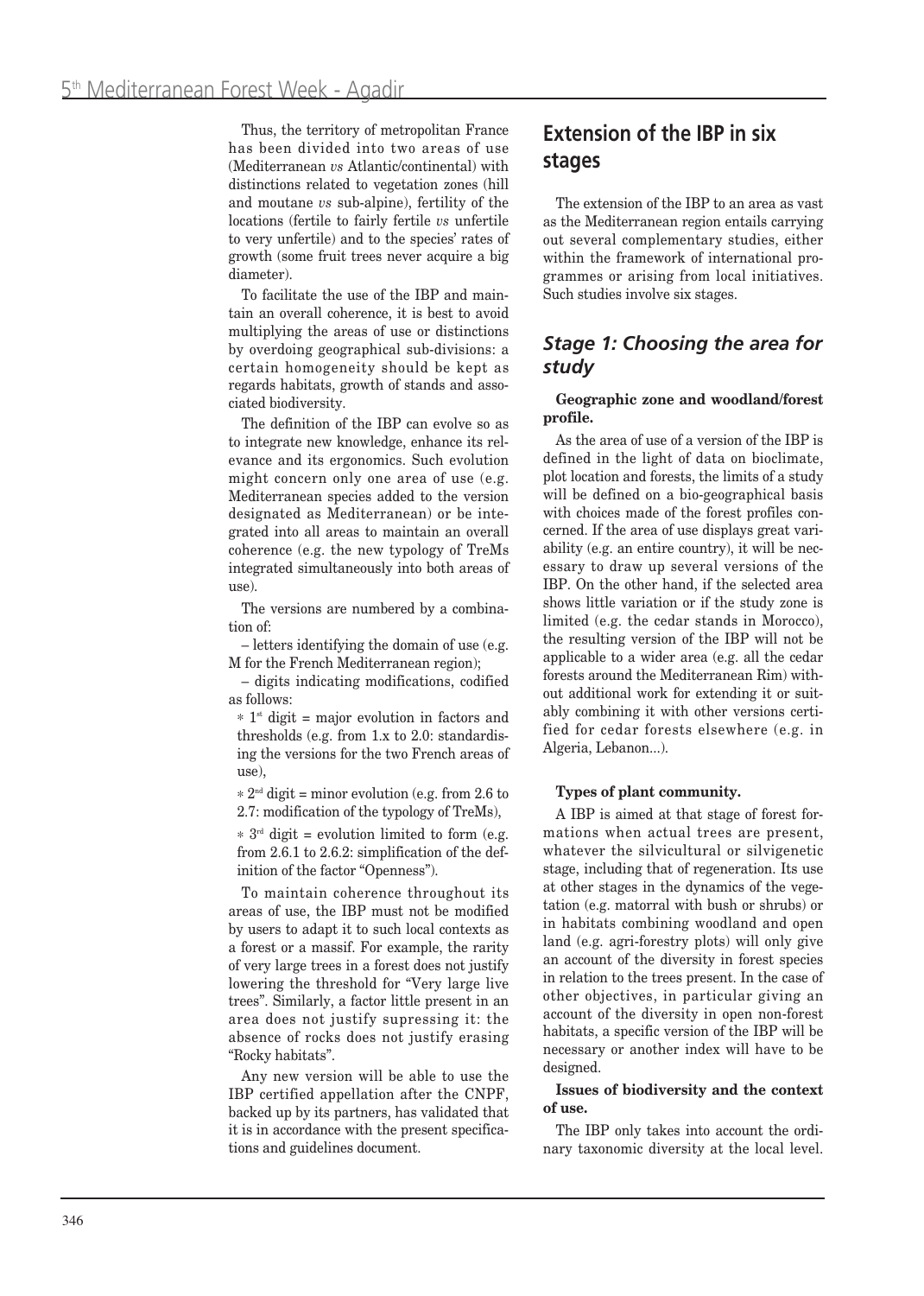Thus, the territory of metropolitan France has been divided into two areas of use (Mediterranean *vs* Atlantic/continental) with distinctions related to vegetation zones (hill and moutane *vs* sub-alpine), fertility of the locations (fertile to fairly fertile *vs* unfertile to very unfertile) and to the species' rates of growth (some fruit trees never acquire a big diameter).

To facilitate the use of the IBP and maintain an overall coherence, it is best to avoid multiplying the areas of use or distinctions by overdoing geographical sub-divisions: a certain homogeneity should be kept as regards habitats, growth of stands and associated biodiversity.

The definition of the IBP can evolve so as to integrate new knowledge, enhance its relevance and its ergonomics. Such evolution might concern only one area of use (e.g. Mediterranean species added to the version designated as Mediterranean) or be integrated into all areas to maintain an overall coherence (e.g. the new typology of TreMs integrated simultaneously into both areas of use).

The versions are numbered by a combination of:

– letters identifying the domain of use (e.g. M for the French Mediterranean region);

– digits indicating modifications, codified as follows:

* 1st digit = major evolution in factors and thresholds (e.g. from 1.x to 2.0: standardising the versions for the two French areas of use),
* 2nd digit = minor evolution (e.g. from 2.6 to 2.7: modification of the typology of TreMs),
* 3rd digit = evolution limited to form (e.g. from 2.6.1 to 2.6.2: simplification of the definition of the factor "Openness").

To maintain coherence throughout its areas of use, the IBP must not be modified by users to adapt it to such local contexts as a forest or a massif. For example, the rarity of very large trees in a forest does not justify lowering the threshold for "Very large live trees". Similarly, a factor little present in an area does not justify supressing it: the absence of rocks does not justify erasing "Rocky habitats".

Any new version will be able to use the IBP certified appellation after the CNPF, backed up by its partners, has validated that it is in accordance with the present specifications and guidelines document.

## Extension of the IBP in six stages

The extension of the IBP to an area as vast as the Mediterranean region entails carrying out several complementary studies, either within the framework of international programmes or arising from local initiatives. Such studies involve six stages.

### *Stage 1: Choosing the area for study*

**Geographic zone and woodland/forest profile.**

As the area of use of a version of the IBP is defined in the light of data on bioclimate, plot location and forests, the limits of a study will be defined on a bio-geographical basis with choices made of the forest profiles concerned. If the area of use displays great variability (e.g. an entire country), it will be necessary to draw up several versions of the IBP. On the other hand, if the selected area shows little variation or if the study zone is limited (e.g. the cedar stands in Morocco), the resulting version of the IBP will not be applicable to a wider area (e.g. all the cedar forests around the Mediterranean Rim) without additional work for extending it or suitably combining it with other versions certified for cedar forests elsewhere (e.g. in Algeria, Lebanon...).

**Types of plant community.**

A IBP is aimed at that stage of forest formations when actual trees are present, whatever the silvicultural or silvigenetic stage, including that of regeneration. Its use at other stages in the dynamics of the vegetation (e.g. matorral with bush or shrubs) or in habitats combining woodland and open land (e.g. agri-forestry plots) will only give an account of the diversity in forest species in relation to the trees present. In the case of other objectives, in particular giving an account of the diversity in open non-forest habitats, a specific version of the IBP will be necessary or another index will have to be designed.

**Issues of biodiversity and the context of use.**

The IBP only takes into account the ordinary taxonomic diversity at the local level.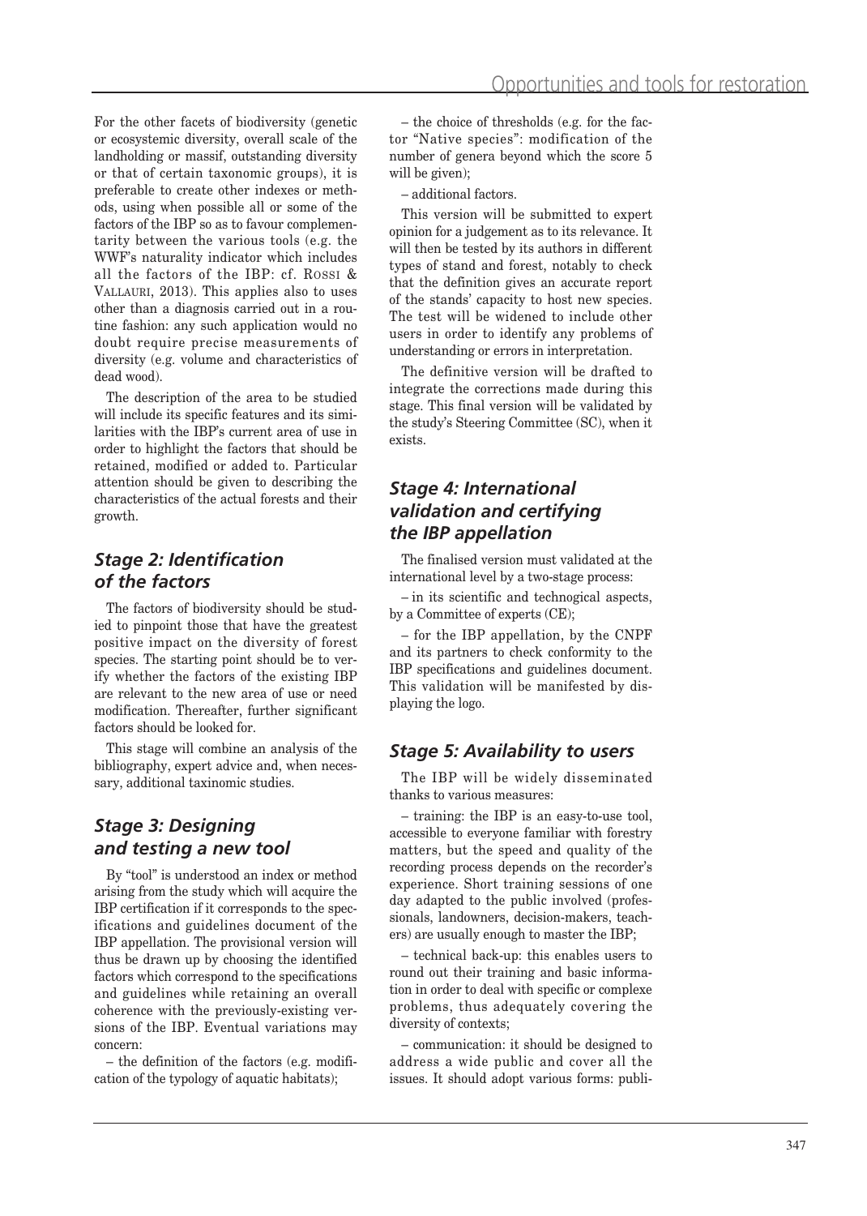For the other facets of biodiversity (genetic or ecosystemic diversity, overall scale of the landholding or massif, outstanding diversity or that of certain taxonomic groups), it is preferable to create other indexes or methods, using when possible all or some of the factors of the IBP so as to favour complementarity between the various tools (e.g. the WWF's naturality indicator which includes all the factors of the IBP: cf. Rossi & Vallauri, 2013). This applies also to uses other than a diagnosis carried out in a routine fashion: any such application would no doubt require precise measurements of diversity (e.g. volume and characteristics of dead wood).

The description of the area to be studied will include its specific features and its similarities with the IBP's current area of use in order to highlight the factors that should be retained, modified or added to. Particular attention should be given to describing the characteristics of the actual forests and their growth.

## *Stage 2: Identification of the factors*

The factors of biodiversity should be studied to pinpoint those that have the greatest positive impact on the diversity of forest species. The starting point should be to verify whether the factors of the existing IBP are relevant to the new area of use or need modification. Thereafter, further significant factors should be looked for.

This stage will combine an analysis of the bibliography, expert advice and, when necessary, additional taxinomic studies.

## *Stage 3: Designing and testing a new tool*

By "tool" is understood an index or method arising from the study which will acquire the IBP certification if it corresponds to the specifications and guidelines document of the IBP appellation. The provisional version will thus be drawn up by choosing the identified factors which correspond to the specifications and guidelines while retaining an overall coherence with the previously-existing versions of the IBP. Eventual variations may concern:

– the definition of the factors (e.g. modification of the typology of aquatic habitats);

– the choice of thresholds (e.g. for the factor "Native species": modification of the number of genera beyond which the score 5 will be given);

– additional factors.

This version will be submitted to expert opinion for a judgement as to its relevance. It will then be tested by its authors in different types of stand and forest, notably to check that the definition gives an accurate report of the stands' capacity to host new species. The test will be widened to include other users in order to identify any problems of understanding or errors in interpretation.

The definitive version will be drafted to integrate the corrections made during this stage. This final version will be validated by the study's Steering Committee (SC), when it exists.

## *Stage 4: International validation and certifying the IBP appellation*

The finalised version must validated at the international level by a two-stage process:

– in its scientific and technological aspects, by a Committee of experts (CE);

– for the IBP appellation, by the CNPF and its partners to check conformity to the IBP specifications and guidelines document. This validation will be manifested by displaying the logo.

## *Stage 5: Availability to users*

The IBP will be widely disseminated thanks to various measures:

– training: the IBP is an easy-to-use tool, accessible to everyone familiar with forestry matters, but the speed and quality of the recording process depends on the recorder's experience. Short training sessions of one day adapted to the public involved (professionals, landowners, decision-makers, teachers) are usually enough to master the IBP;

– technical back-up: this enables users to round out their training and basic information in order to deal with specific or complexe problems, thus adequately covering the diversity of contexts;

– communication: it should be designed to address a wide public and cover all the issues. It should adopt various forms: publi-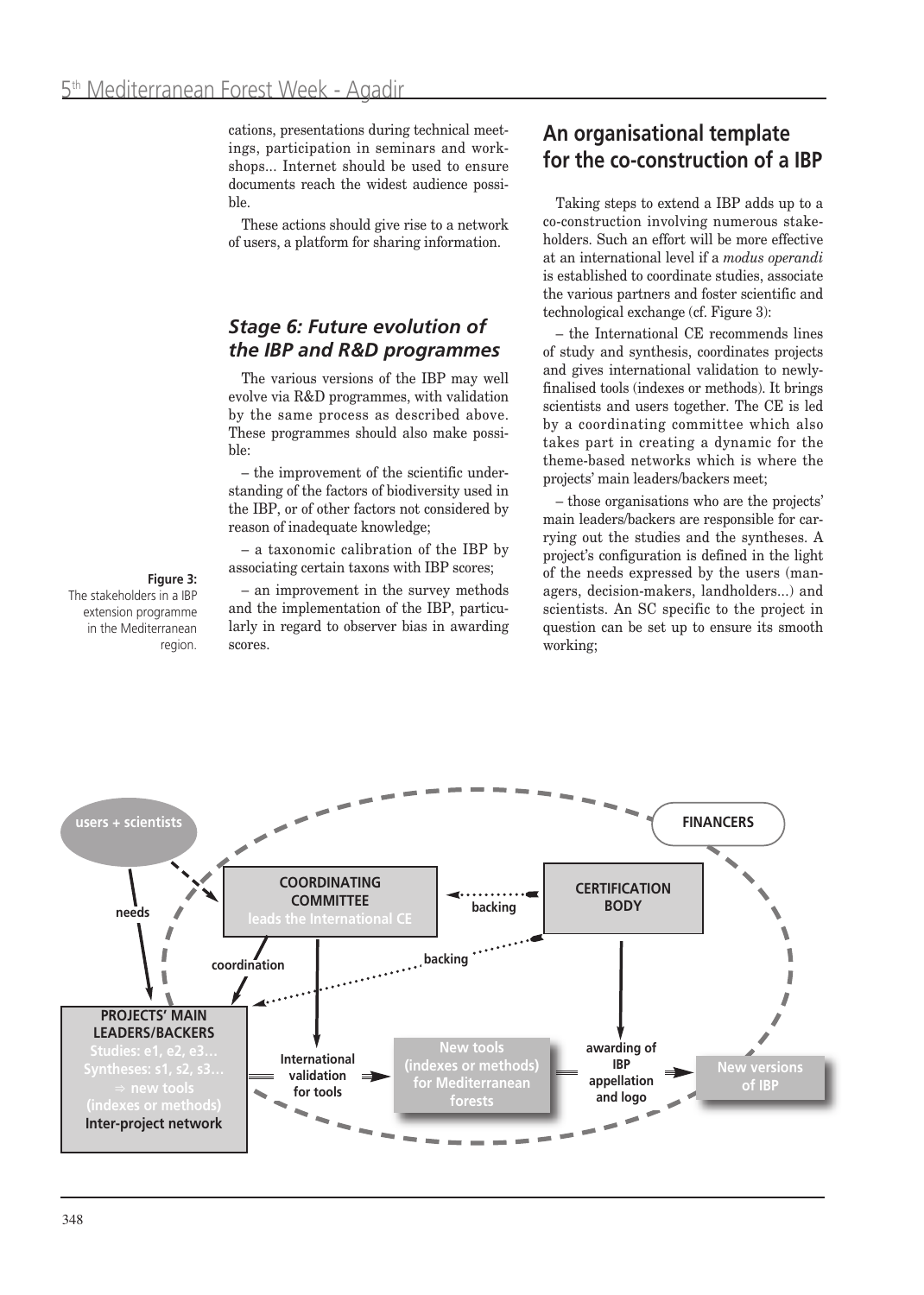cations, presentations during technical meetings, participation in seminars and workshops... Internet should be used to ensure documents reach the widest audience possible.

These actions should give rise to a network of users, a platform for sharing information.

### *Stage 6: Future evolution of the IBP and R&D programmes*

The various versions of the IBP may well evolve via R&D programmes, with validation by the same process as described above. These programmes should also make possible:

– the improvement of the scientific understanding of the factors of biodiversity used in the IBP, or of other factors not considered by reason of inadequate knowledge;

– a taxonomic calibration of the IBP by associating certain taxons with IBP scores;

– an improvement in the survey methods and the implementation of the IBP, particularly in regard to observer bias in awarding scores.

## An organisational template for the co-construction of a IBP

Taking steps to extend a IBP adds up to a co-construction involving numerous stakeholders. Such an effort will be more effective at an international level if a *modus operandi* is established to coordinate studies, associate the various partners and foster scientific and technological exchange (cf. Figure 3):

– the International CE recommends lines of study and synthesis, coordinates projects and gives international validation to newly-finalised tools (indexes or methods). It brings scientists and users together. The CE is led by a coordinating committee which also takes part in creating a dynamic for the theme-based networks which is where the projects' main leaders/backers meet;

– those organisations who are the projects' main leaders/backers are responsible for carrying out the studies and the syntheses. A project's configuration is defined in the light of the needs expressed by the users (managers, decision-makers, landholders...) and scientists. An SC specific to the project in question can be set up to ensure its smooth working;

users + scientists

FINANCERS

needs

COORDINATING COMMITTEE
leads the International CE

backing

CERTIFICATION BODY

coordination

backing

PROJECTS' MAIN LEADERS/BACKERS
Studies: e1, e2, e3…
Syntheses: s1, s2, s3…
⇒ new tools (indexes or methods)
Inter-project network

International validation for tools

New tools (indexes or methods) for Mediterranean forests

awarding of IBP appellation and logo

New versions of IBP

**Figure 3:** The stakeholders in a IBP extension programme in the Mediterranean region.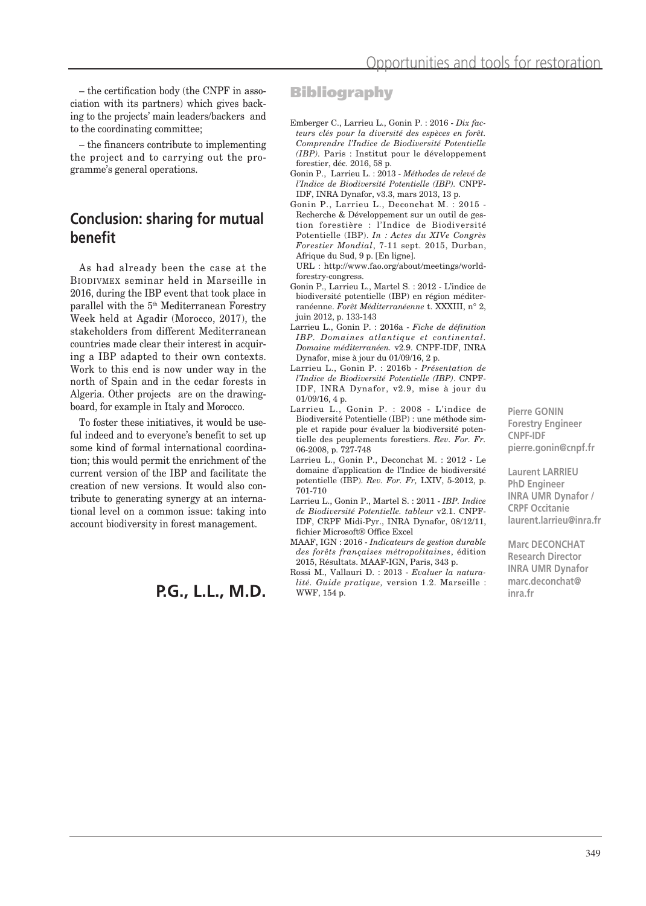– the certification body (the CNPF in association with its partners) which gives backing to the projects' main leaders/backers and to the coordinating committee;

– the financers contribute to implementing the project and to carrying out the programme's general operations.

## Conclusion: sharing for mutual benefit

As had already been the case at the BIODIVMEX seminar held in Marseille in 2016, during the IBP event that took place in parallel with the 5th Mediterranean Forestry Week held at Agadir (Morocco, 2017), the stakeholders from different Mediterranean countries made clear their interest in acquiring a IBP adapted to their own contexts. Work to this end is now under way in the north of Spain and in the cedar forests in Algeria. Other projects are on the drawing-board, for example in Italy and Morocco.

To foster these initiatives, it would be useful indeed and to everyone's benefit to set up some kind of formal international coordination; this would permit the enrichment of the current version of the IBP and facilitate the creation of new versions. It would also contribute to generating synergy at an international level on a common issue: taking into account biodiversity in forest management.

**P.G., L.L., M.D.**

## Bibliography

Emberger C., Larrieu L., Gonin P. : 2016 - *Dix facteurs clés pour la diversité des espèces en forêt. Comprendre l'Indice de Biodiversité Potentielle (IBP).* Paris : Institut pour le développement forestier, déc. 2016, 58 p.

Gonin P., Larrieu L. : 2013 - *Méthodes de relevé de l'Indice de Biodiversité Potentielle (IBP).* CNPF-IDF, INRA Dynafor, v3.3, mars 2013, 13 p.

Gonin P., Larrieu L., Deconchat M. : 2015 - Recherche & Développement sur un outil de gestion forestière : l'Indice de Biodiversité Potentielle (IBP). *In : Actes du XIVe Congrès Forestier Mondial*, 7-11 sept. 2015, Durban, Afrique du Sud, 9 p. [En ligne]. URL : http://www.fao.org/about/meetings/world-forestry-congress.

Gonin P., Larrieu L., Martel S. : 2012 - L'indice de biodiversité potentielle (IBP) en région méditerranéenne. *Forêt Méditerranéenne* t. XXXIII, n° 2, juin 2012, p. 133-143

Larrieu L., Gonin P. : 2016a - *Fiche de définition IBP. Domaines atlantique et continental. Domaine méditerranéen.* v2.9. CNPF-IDF, INRA Dynafor, mise à jour du 01/09/16, 2 p.

Larrieu L., Gonin P. : 2016b - *Présentation de l'Indice de Biodiversité Potentielle (IBP).* CNPF-IDF, INRA Dynafor, v2.9, mise à jour du 01/09/16, 4 p.

Larrieu L., Gonin P. : 2008 - L'indice de Biodiversité Potentielle (IBP) : une méthode simple et rapide pour évaluer la biodiversité potentielle des peuplements forestiers. *Rev. For. Fr.* 06-2008, p. 727-748

Larrieu L., Gonin P., Deconchat M. : 2012 - Le domaine d'application de l'Indice de biodiversité potentielle (IBP). *Rev. For. Fr,* LXIV, 5-2012, p. 701-710

Larrieu L., Gonin P., Martel S. : 2011 - *IBP. Indice de Biodiversité Potentielle. tableur* v2.1. CNPF-IDF, CRPF Midi-Pyr., INRA Dynafor, 08/12/11, fichier Microsoft® Office Excel

MAAF, IGN : 2016 - *Indicateurs de gestion durable des forêts françaises métropolitaines*, édition 2015, Résultats. MAAF-IGN, Paris, 343 p.

Rossi M., Vallauri D. : 2013 - *Evaluer la naturalité. Guide pratique,* version 1.2. Marseille : WWF, 154 p.

**Pierre GONIN**
**Forestry Engineer**
**CNPF-IDF**
**pierre.gonin@cnpf.fr**

**Laurent LARRIEU**
**PhD Engineer**
**INRA UMR Dynafor / CRPF Occitanie**
**laurent.larrieu@inra.fr**

**Marc DECONCHAT**
**Research Director**
**INRA UMR Dynafor**
**marc.deconchat@inra.fr**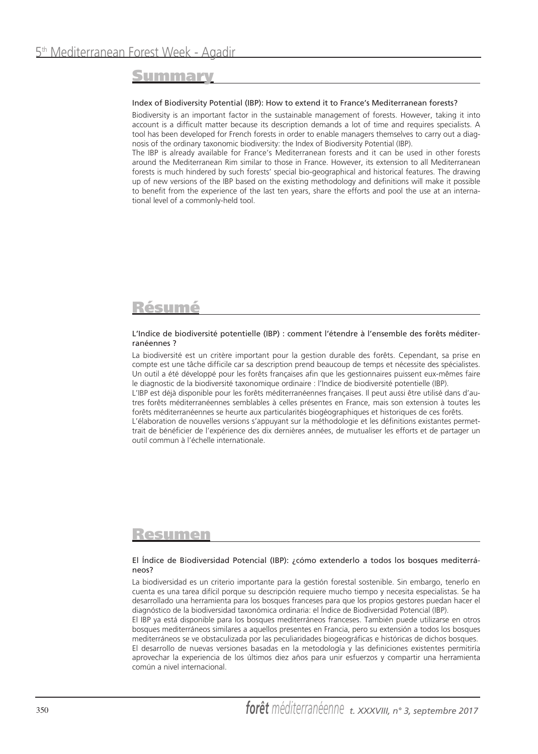## Summary

**Index of Biodiversity Potential (IBP): How to extend it to France's Mediterranean forests?**

Biodiversity is an important factor in the sustainable management of forests. However, taking it into account is a difficult matter because its description demands a lot of time and requires specialists. A tool has been developed for French forests in order to enable managers themselves to carry out a diagnosis of the ordinary taxonomic biodiversity: the Index of Biodiversity Potential (IBP).

The IBP is already available for France's Mediterranean forests and it can be used in other forests around the Mediterranean Rim similar to those in France. However, its extension to all Mediterranean forests is much hindered by such forests' special bio-geographical and historical features. The drawing up of new versions of the IBP based on the existing methodology and definitions will make it possible to benefit from the experience of the last ten years, share the efforts and pool the use at an international level of a commonly-held tool.

## Résumé

**L'Indice de biodiversité potentielle (IBP) : comment l'étendre à l'ensemble des forêts méditerranéennes ?**

La biodiversité est un critère important pour la gestion durable des forêts. Cependant, sa prise en compte est une tâche difficile car sa description prend beaucoup de temps et nécessite des spécialistes. Un outil a été développé pour les forêts françaises afin que les gestionnaires puissent eux-mêmes faire le diagnostic de la biodiversité taxonomique ordinaire : l'Indice de biodiversité potentielle (IBP).

L'IBP est déjà disponible pour les forêts méditerranéennes françaises. Il peut aussi être utilisé dans d'autres forêts méditerranéennes semblables à celles présentes en France, mais son extension à toutes les forêts méditerranéennes se heurte aux particularités biogéographiques et historiques de ces forêts.

L'élaboration de nouvelles versions s'appuyant sur la méthodologie et les définitions existantes permettrait de bénéficier de l'expérience des dix dernières années, de mutualiser les efforts et de partager un outil commun à l'échelle internationale.

## Resumen

**El Índice de Biodiversidad Potencial (IBP): ¿cómo extenderlo a todos los bosques mediterráneos?**

La biodiversidad es un criterio importante para la gestión forestal sostenible. Sin embargo, tenerlo en cuenta es una tarea difícil porque su descripción requiere mucho tiempo y necesita especialistas. Se ha desarrollado una herramienta para los bosques franceses para que los propios gestores puedan hacer el diagnóstico de la biodiversidad taxonómica ordinaria: el Índice de Biodiversidad Potencial (IBP).

El IBP ya está disponible para los bosques mediterráneos franceses. También puede utilizarse en otros bosques mediterráneos similares a aquellos presentes en Francia, pero su extensión a todos los bosques mediterráneos se ve obstaculizada por las peculiaridades biogeográficas e históricas de dichos bosques.

El desarrollo de nuevas versiones basadas en la metodología y las definiciones existentes permitiría aprovechar la experiencia de los últimos diez años para unir esfuerzos y compartir una herramienta común a nivel internacional.